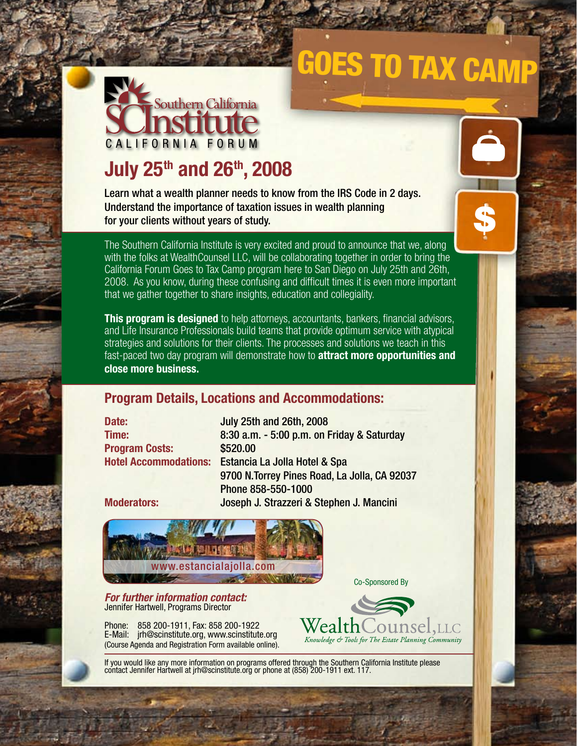# Southern California Institute

CALIFORNIA FORUM

# GOES TO TAX CAMP

## July 25th and 26th, 2008

**Learn what a wealth planner needs to know from the IRS Code in 2 days. Understand the importance of taxation issues in wealth planning for your clients without years of study.**

The Southern California Institute is very excited and proud to announce that we, along with the folks at WealthCounsel LLC, will be collaborating together in order to bring the California Forum Goes to Tax Camp program here to San Diego on July 25th and 26th, 2008. As you know, during these confusing and difficult times it is even more important that we gather together to share insights, education and collegiality.

**This program is designed** to help attorneys, accountants, bankers, financial advisors, and Life Insurance Professionals build teams that provide optimum service with atypical strategies and solutions for their clients. The processes and solutions we teach in this fast-paced two day program will demonstrate how to **attract more opportunities and close more business.**

## Program Details, Locations and Accommodations:

**Date:** July 25th and 26th, 2008

**Time:** 8:30 a.m. - 5:00 p.m. on Friday & Saturday

**Program Costs:** $520.00

**Hotel Accommodations:** Estancia La Jolla Hotel & Spa
9700 N.Torrey Pines Road, La Jolla, CA 92037
Phone 858-550-1000

**Moderators:** Joseph J. Strazzeri & Stephen J. Mancini

www.estancialajolla.com

***For further information contact:***
Jennifer Hartwell, Programs Director

Phone: 858 200-1911, Fax: 858 200-1922
E-Mail: jrh@scinstitute.org, www.scinstitute.org
(Course Agenda and Registration Form available online).

Co-Sponsored By

WealthCounsel, LLC
*Knowledge & Tools for The Estate Planning Community*

If you would like any more information on programs offered through the Southern California Institute please contact Jennifer Hartwell at jrh@scinstitute.org or phone at (858) 200-1911 ext. 117.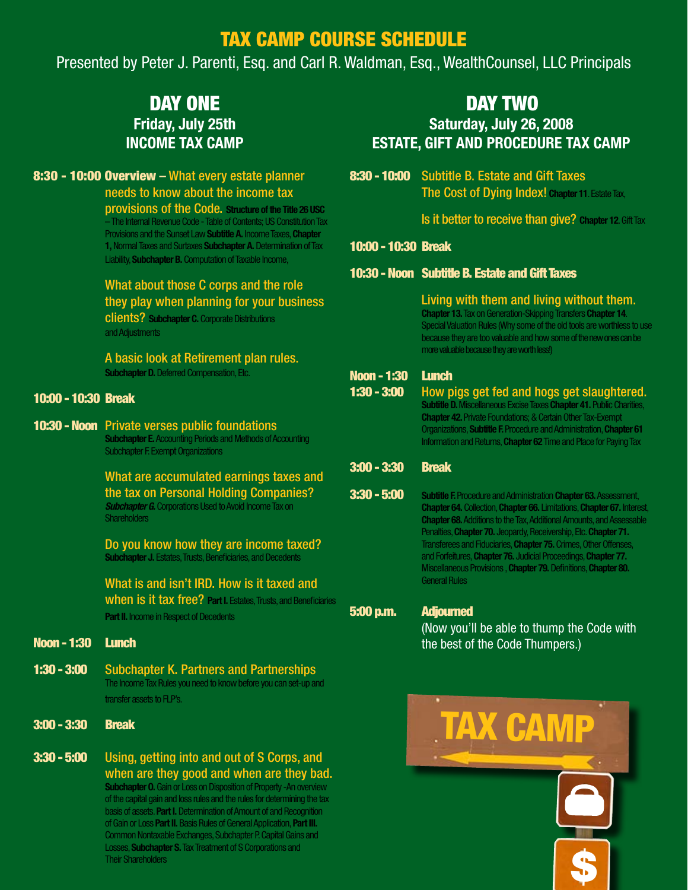# TAX CAMP COURSE SCHEDULE

Presented by Peter J. Parenti, Esq. and Carl R. Waldman, Esq., WealthCounsel, LLC Principals

## DAY ONE

### Friday, July 25th
### INCOME TAX CAMP

**8:30 - 10:00** **Overview** – What every estate planner needs to know about the income tax provisions of the Code. **Structure of the Title 26 USC** – The Internal Revenue Code - Table of Contents; US Constitution Tax Provisions and the Sunset Law **Subtitle A.** Income Taxes, **Chapter 1,** Normal Taxes and Surtaxes **Subchapter A.** Determination of Tax Liability, **Subchapter B.** Computation of Taxable Income,

What about those C corps and the role they play when planning for your business clients? **Subchapter C.** Corporate Distributions and Adjustments

A basic look at Retirement plan rules. **Subchapter D.** Deferred Compensation, Etc.

**10:00 - 10:30** **Break**

**10:30 - Noon** Private verses public foundations **Subchapter E.** Accounting Periods and Methods of Accounting Subchapter F. Exempt Organizations

What are accumulated earnings taxes and the tax on Personal Holding Companies? ***Subchapter G.*** Corporations Used to Avoid Income Tax on Shareholders

Do you know how they are income taxed? **Subchapter J.** Estates, Trusts, Beneficiaries, and Decedents

What is and isn't IRD. How is it taxed and when is it tax free? **Part I.** Estates, Trusts, and Beneficiaries **Part II.** Income in Respect of Decedents

**Noon - 1:30** **Lunch**

**1:30 - 3:00** Subchapter K. Partners and Partnerships The Income Tax Rules you need to know before you can set-up and transfer assets to FLP's.

**3:00 - 3:30** **Break**

**3:30 - 5:00** Using, getting into and out of S Corps, and when are they good and when are they bad. **Subchapter O.** Gain or Loss on Disposition of Property -An overview of the capital gain and loss rules and the rules for determining the tax basis of assets. **Part I.** Determination of Amount of and Recognition of Gain or Loss **Part II.** Basis Rules of General Application, **Part III.** Common Nontaxable Exchanges, Subchapter P. Capital Gains and Losses, **Subchapter S.** Tax Treatment of S Corporations and Their Shareholders

## DAY TWO

### Saturday, July 26, 2008
### ESTATE, GIFT AND PROCEDURE TAX CAMP

**8:30 - 10:00** Subtitle B. Estate and Gift Taxes The Cost of Dying Index! **Chapter 11**. Estate Tax,

Is it better to receive than give? **Chapter 12**. Gift Tax

**10:00 - 10:30** **Break**

**10:30 - Noon** **Subtitle B. Estate and Gift Taxes**

Living with them and living without them. **Chapter 13.** Tax on Generation-Skipping Transfers **Chapter 14**. Special Valuation Rules (Why some of the old tools are worthless to use because they are too valuable and how some of the new ones can be more valuable because they are worth less!)

**Noon - 1:30** **Lunch**

**1:30 - 3:00** How pigs get fed and hogs get slaughtered. **Subtitle D.** Miscellaneous Excise Taxes **Chapter 41.** Public Charities, **Chapter 42.** Private Foundations; & Certain Other Tax-Exempt Organizations, **Subtitle F.** Procedure and Administration, **Chapter 61** Information and Returns, **Chapter 62** Time and Place for Paying Tax

**3:00 - 3:30** **Break**

**3:30 - 5:00** **Subtitle F.** Procedure and Administration **Chapter 63.** Assessment, **Chapter 64.** Collection, **Chapter 66.** Limitations, **Chapter 67.** Interest, **Chapter 68.** Additions to the Tax, Additional Amounts, and Assessable Penalties, **Chapter 70.** Jeopardy, Receivership, Etc. **Chapter 71.** Transferees and Fiduciaries, **Chapter 75.** Crimes, Other Offenses, and Forfeitures, **Chapter 76.** Judicial Proceedings, **Chapter 77.** Miscellaneous Provisions , **Chapter 79.** Definitions, **Chapter 80.** General Rules

**5:00 p.m.** **Adjourned**

(Now you'll be able to thump the Code with the best of the Code Thumpers.)

TAX CAMP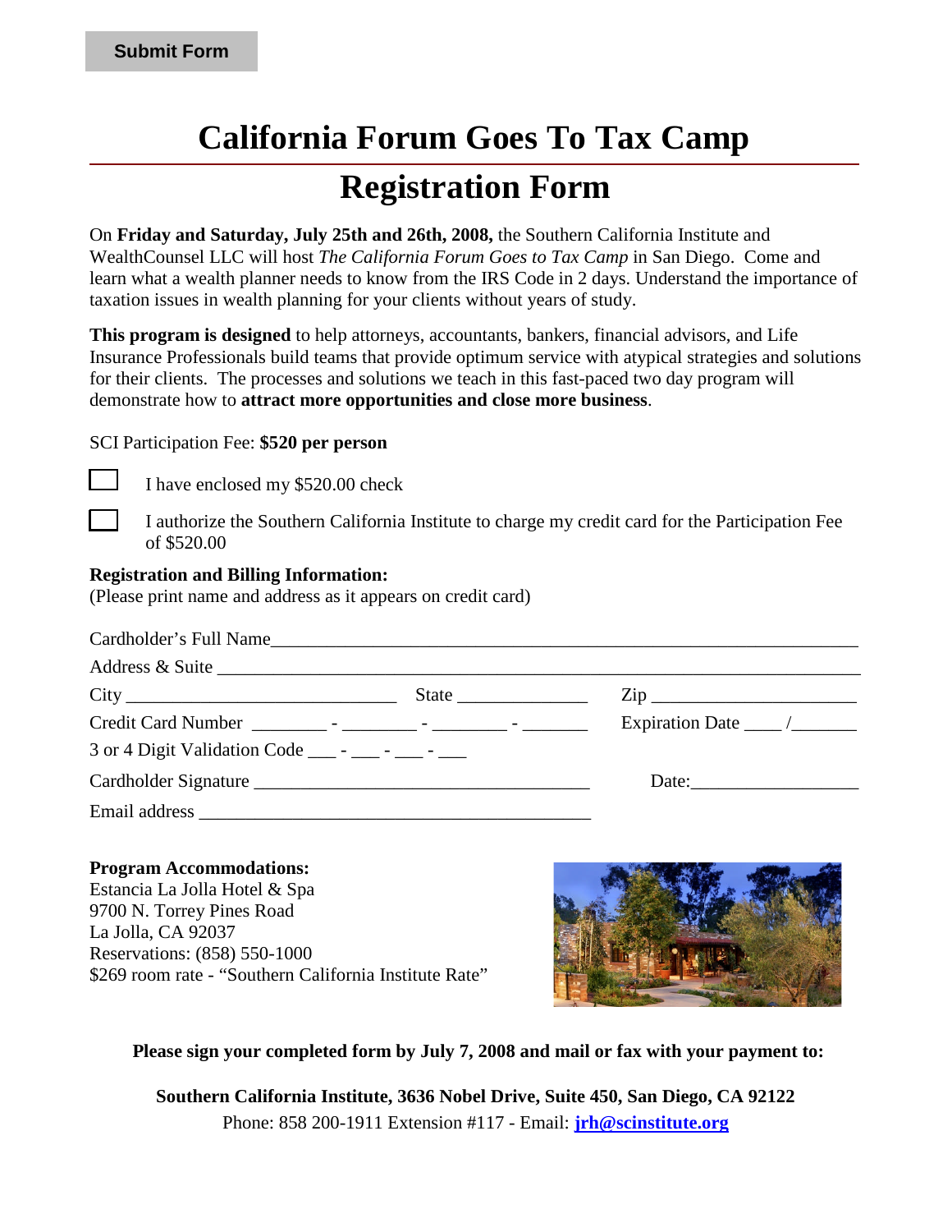Submit Form

# California Forum Goes To Tax Camp

# Registration Form

On **Friday and Saturday, July 25th and 26th, 2008,** the Southern California Institute and WealthCounsel LLC will host *The California Forum Goes to Tax Camp* in San Diego. Come and learn what a wealth planner needs to know from the IRS Code in 2 days. Understand the importance of taxation issues in wealth planning for your clients without years of study.

**This program is designed** to help attorneys, accountants, bankers, financial advisors, and Life Insurance Professionals build teams that provide optimum service with atypical strategies and solutions for their clients. The processes and solutions we teach in this fast-paced two day program will demonstrate how to **attract more opportunities and close more business**.

SCI Participation Fee: **$520 per person**

☐ I have enclosed my $520.00 check

☐ I authorize the Southern California Institute to charge my credit card for the Participation Fee of $520.00

**Registration and Billing Information:**
(Please print name and address as it appears on credit card)

Cardholder's Full Name____________________________________________________________

Address & Suite __________________________________________________________________

City ____________________________ State ______________ Zip _____________________

Credit Card Number ________ - ________ - ________ - _______ Expiration Date ____ /_______

3 or 4 Digit Validation Code ___ - ___ - ___ - ___

Cardholder Signature ____________________________________ Date:_________________

Email address ____________________________________________

**Program Accommodations:**
Estancia La Jolla Hotel & Spa
9700 N. Torrey Pines Road
La Jolla, CA 92037
Reservations: (858) 550-1000
$269 room rate - "Southern California Institute Rate"

**Please sign your completed form by July 7, 2008 and mail or fax with your payment to:**

**Southern California Institute, 3636 Nobel Drive, Suite 450, San Diego, CA 92122**
Phone: 858 200-1911 Extension #117 - Email: **jrh@scinstitute.org**